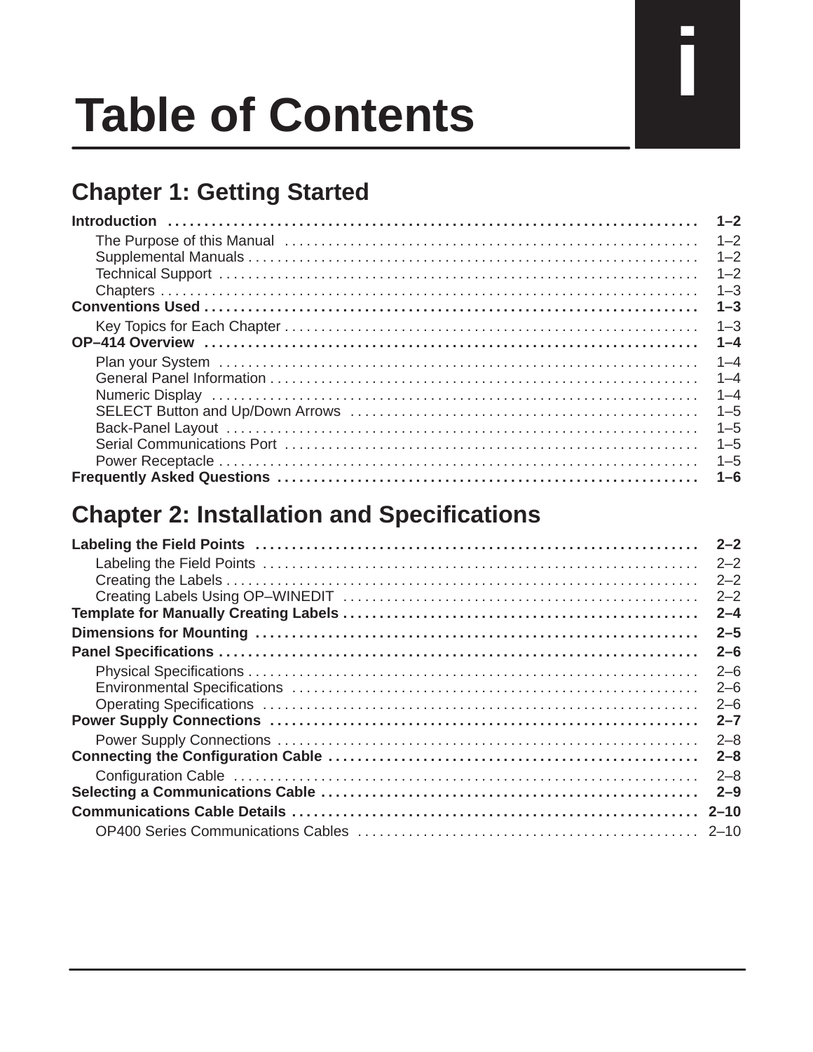# Table of Contents

## Chapter 1: Getting Started

**Introduction** ........................................................................ **1–2**

- The Purpose of this Manual ........................................................ 1–2
- Supplemental Manuals ................................................................ 1–2
- Technical Support ..................................................................... 1–2
- Chapters ................................................................................. 1–3

**Conventions Used** .................................................................. **1–3**

- Key Topics for Each Chapter ........................................................ 1–3

**OP–414 Overview** .................................................................... **1–4**

- Plan your System ...................................................................... 1–4
- General Panel Information ........................................................... 1–4
- Numeric Display ........................................................................ 1–4
- SELECT Button and Up/Down Arrows ............................................. 1–5
- Back-Panel Layout ..................................................................... 1–5
- Serial Communications Port ......................................................... 1–5
- Power Receptacle ...................................................................... 1–5

**Frequently Asked Questions** ....................................................... **1–6**

## Chapter 2: Installation and Specifications

**Labeling the Field Points** ............................................................ **2–2**

- Labeling the Field Points ............................................................. 2–2
- Creating the Labels .................................................................... 2–2
- Creating Labels Using OP–WINEDIT ............................................... 2–2

**Template for Manually Creating Labels** ......................................... **2–4**

**Dimensions for Mounting** ............................................................ **2–5**

**Panel Specifications** .................................................................. **2–6**

- Physical Specifications ................................................................ 2–6
- Environmental Specifications ........................................................ 2–6
- Operating Specifications .............................................................. 2–6

**Power Supply Connections** ......................................................... **2–7**

- Power Supply Connections ........................................................... 2–8

**Connecting the Configuration Cable** .............................................. **2–8**

- Configuration Cable .................................................................... 2–8

**Selecting a Communications Cable** ............................................... **2–9**

**Communications Cable Details** ..................................................... **2–10**

- OP400 Series Communications Cables ........................................... 2–10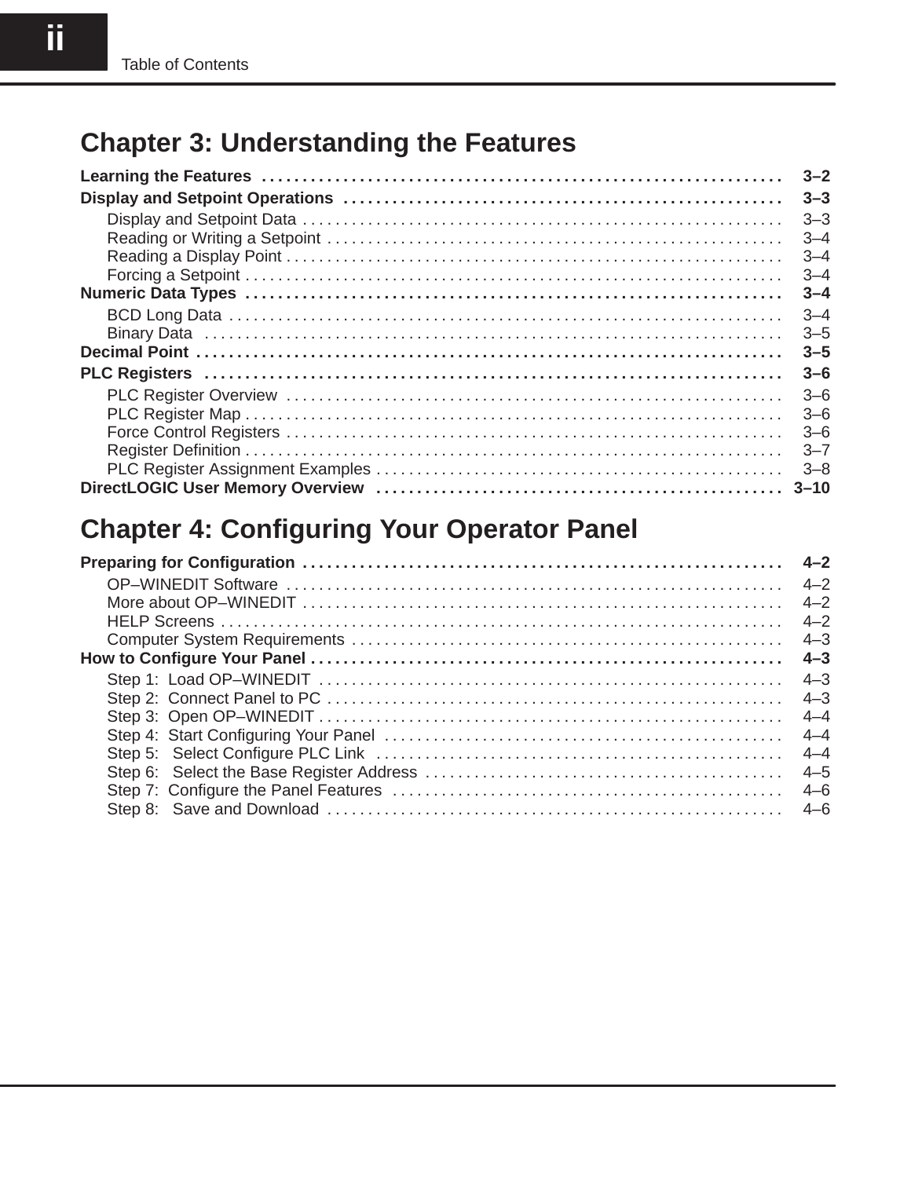## Chapter 3: Understanding the Features

**Learning the Features** . . . . . . . . . . . . . . . . . . . . . . . . . . . . . . . . . . . . . . . . . . . . . . . . . . . . . . . . . . . . . . . **3–2**

**Display and Setpoint Operations** . . . . . . . . . . . . . . . . . . . . . . . . . . . . . . . . . . . . . . . . . . . . . . . . . . . . . **3–3**

- Display and Setpoint Data . . . . . . . . . . . . . . . . . . . . . . . . . . . . . . . . . . . . . . . . . . . . . . . . . . . . . . . . . . 3–3
- Reading or Writing a Setpoint . . . . . . . . . . . . . . . . . . . . . . . . . . . . . . . . . . . . . . . . . . . . . . . . . . . . . . . 3–4
- Reading a Display Point . . . . . . . . . . . . . . . . . . . . . . . . . . . . . . . . . . . . . . . . . . . . . . . . . . . . . . . . . . . . 3–4
- Forcing a Setpoint . . . . . . . . . . . . . . . . . . . . . . . . . . . . . . . . . . . . . . . . . . . . . . . . . . . . . . . . . . . . . . . . . 3–4

**Numeric Data Types** . . . . . . . . . . . . . . . . . . . . . . . . . . . . . . . . . . . . . . . . . . . . . . . . . . . . . . . . . . . . . . . . **3–4**

- BCD Long Data . . . . . . . . . . . . . . . . . . . . . . . . . . . . . . . . . . . . . . . . . . . . . . . . . . . . . . . . . . . . . . . . . . . 3–4
- Binary Data . . . . . . . . . . . . . . . . . . . . . . . . . . . . . . . . . . . . . . . . . . . . . . . . . . . . . . . . . . . . . . . . . . . . . . 3–5

**Decimal Point** . . . . . . . . . . . . . . . . . . . . . . . . . . . . . . . . . . . . . . . . . . . . . . . . . . . . . . . . . . . . . . . . . . . . . . **3–5**

**PLC Registers** . . . . . . . . . . . . . . . . . . . . . . . . . . . . . . . . . . . . . . . . . . . . . . . . . . . . . . . . . . . . . . . . . . . . . **3–6**

- PLC Register Overview . . . . . . . . . . . . . . . . . . . . . . . . . . . . . . . . . . . . . . . . . . . . . . . . . . . . . . . . . . . . . 3–6
- PLC Register Map . . . . . . . . . . . . . . . . . . . . . . . . . . . . . . . . . . . . . . . . . . . . . . . . . . . . . . . . . . . . . . . . . 3–6
- Force Control Registers . . . . . . . . . . . . . . . . . . . . . . . . . . . . . . . . . . . . . . . . . . . . . . . . . . . . . . . . . . . . . 3–6
- Register Definition . . . . . . . . . . . . . . . . . . . . . . . . . . . . . . . . . . . . . . . . . . . . . . . . . . . . . . . . . . . . . . . . . 3–7
- PLC Register Assignment Examples . . . . . . . . . . . . . . . . . . . . . . . . . . . . . . . . . . . . . . . . . . . . . . . . . . 3–8

**DirectLOGIC User Memory Overview** . . . . . . . . . . . . . . . . . . . . . . . . . . . . . . . . . . . . . . . . . . . . . . . . . . **3–10**

## Chapter 4: Configuring Your Operator Panel

**Preparing for Configuration** . . . . . . . . . . . . . . . . . . . . . . . . . . . . . . . . . . . . . . . . . . . . . . . . . . . . . . . . . . **4–2**

- OP–WINEDIT Software . . . . . . . . . . . . . . . . . . . . . . . . . . . . . . . . . . . . . . . . . . . . . . . . . . . . . . . . . . . . . 4–2
- More about OP–WINEDIT . . . . . . . . . . . . . . . . . . . . . . . . . . . . . . . . . . . . . . . . . . . . . . . . . . . . . . . . . . . 4–2
- HELP Screens . . . . . . . . . . . . . . . . . . . . . . . . . . . . . . . . . . . . . . . . . . . . . . . . . . . . . . . . . . . . . . . . . . . . 4–2
- Computer System Requirements . . . . . . . . . . . . . . . . . . . . . . . . . . . . . . . . . . . . . . . . . . . . . . . . . . . . . 4–3

**How to Configure Your Panel** . . . . . . . . . . . . . . . . . . . . . . . . . . . . . . . . . . . . . . . . . . . . . . . . . . . . . . . . . **4–3**

- Step 1: Load OP–WINEDIT . . . . . . . . . . . . . . . . . . . . . . . . . . . . . . . . . . . . . . . . . . . . . . . . . . . . . . . . . 4–3
- Step 2: Connect Panel to PC . . . . . . . . . . . . . . . . . . . . . . . . . . . . . . . . . . . . . . . . . . . . . . . . . . . . . . . . 4–3
- Step 3: Open OP–WINEDIT . . . . . . . . . . . . . . . . . . . . . . . . . . . . . . . . . . . . . . . . . . . . . . . . . . . . . . . . . 4–4
- Step 4: Start Configuring Your Panel . . . . . . . . . . . . . . . . . . . . . . . . . . . . . . . . . . . . . . . . . . . . . . . . . 4–4
- Step 5: Select Configure PLC Link . . . . . . . . . . . . . . . . . . . . . . . . . . . . . . . . . . . . . . . . . . . . . . . . . . . 4–4
- Step 6: Select the Base Register Address . . . . . . . . . . . . . . . . . . . . . . . . . . . . . . . . . . . . . . . . . . . . . 4–5
- Step 7: Configure the Panel Features . . . . . . . . . . . . . . . . . . . . . . . . . . . . . . . . . . . . . . . . . . . . . . . . 4–6
- Step 8: Save and Download . . . . . . . . . . . . . . . . . . . . . . . . . . . . . . . . . . . . . . . . . . . . . . . . . . . . . . . . 4–6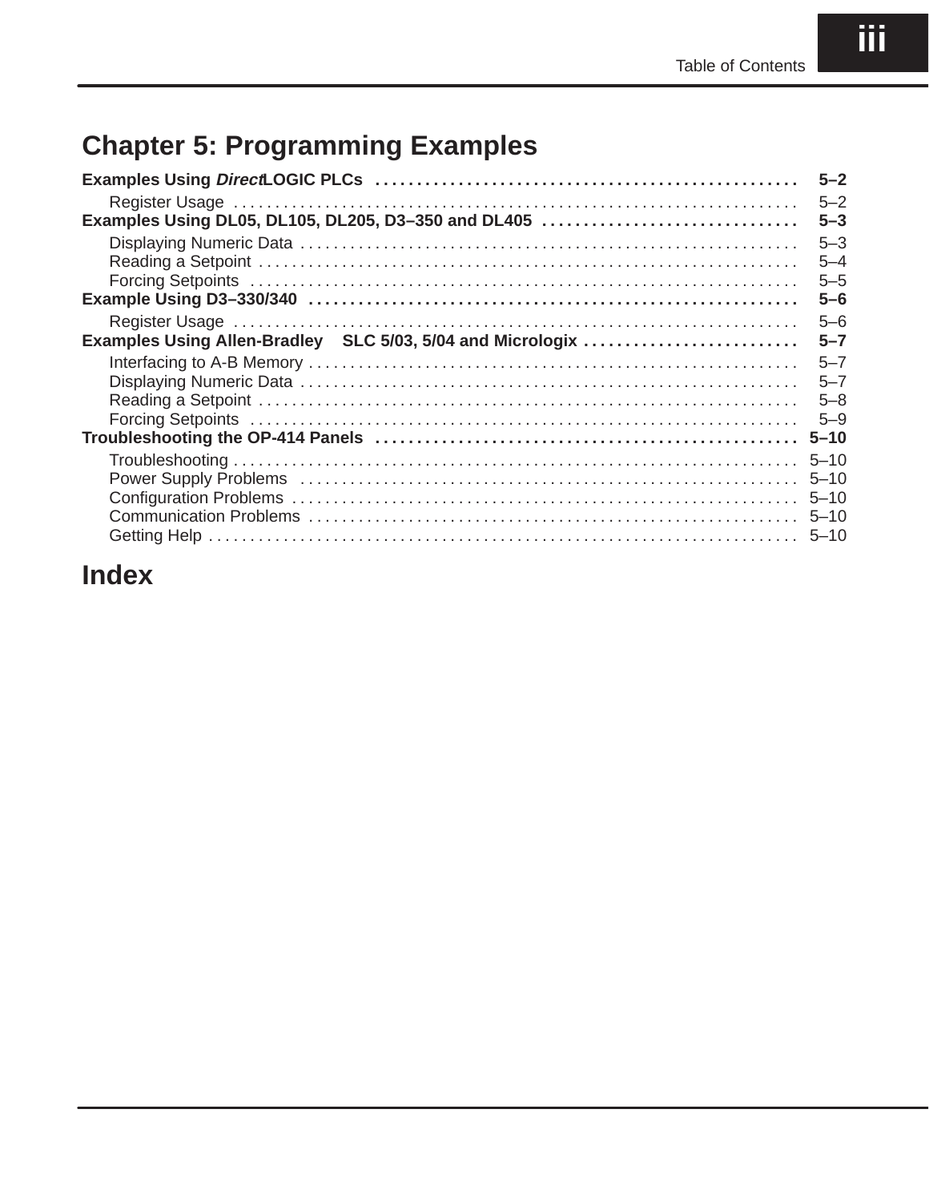## Chapter 5: Programming Examples

**Examples Using *Direct*LOGIC PLCs** . . . . . . . . . . . . . . . . . . . . . . . . . . . . . . . . . . . . . . . . . . . . . . . . . . **5–2**

Register Usage . . . . . . . . . . . . . . . . . . . . . . . . . . . . . . . . . . . . . . . . . . . . . . . . . . . . . . . . . . . . . . . . . . 5–2

**Examples Using DL05, DL105, DL205, D3–350 and DL405** . . . . . . . . . . . . . . . . . . . . . . . . . . . . . . . **5–3**

Displaying Numeric Data . . . . . . . . . . . . . . . . . . . . . . . . . . . . . . . . . . . . . . . . . . . . . . . . . . . . . . . . . . . 5–3
Reading a Setpoint . . . . . . . . . . . . . . . . . . . . . . . . . . . . . . . . . . . . . . . . . . . . . . . . . . . . . . . . . . . . . . . . 5–4
Forcing Setpoints . . . . . . . . . . . . . . . . . . . . . . . . . . . . . . . . . . . . . . . . . . . . . . . . . . . . . . . . . . . . . . . . . 5–5

**Example Using D3–330/340** . . . . . . . . . . . . . . . . . . . . . . . . . . . . . . . . . . . . . . . . . . . . . . . . . . . . . . . . . **5–6**

Register Usage . . . . . . . . . . . . . . . . . . . . . . . . . . . . . . . . . . . . . . . . . . . . . . . . . . . . . . . . . . . . . . . . . . 5–6

**Examples Using Allen-Bradley SLC 5/03, 5/04 and Micrologix** . . . . . . . . . . . . . . . . . . . . . . . . . . **5–7**

Interfacing to A-B Memory . . . . . . . . . . . . . . . . . . . . . . . . . . . . . . . . . . . . . . . . . . . . . . . . . . . . . . . . . . . 5–7
Displaying Numeric Data . . . . . . . . . . . . . . . . . . . . . . . . . . . . . . . . . . . . . . . . . . . . . . . . . . . . . . . . . . . 5–7
Reading a Setpoint . . . . . . . . . . . . . . . . . . . . . . . . . . . . . . . . . . . . . . . . . . . . . . . . . . . . . . . . . . . . . . . . 5–8
Forcing Setpoints . . . . . . . . . . . . . . . . . . . . . . . . . . . . . . . . . . . . . . . . . . . . . . . . . . . . . . . . . . . . . . . . . 5–9

**Troubleshooting the OP-414 Panels** . . . . . . . . . . . . . . . . . . . . . . . . . . . . . . . . . . . . . . . . . . . . . . . . . . . **5–10**

Troubleshooting . . . . . . . . . . . . . . . . . . . . . . . . . . . . . . . . . . . . . . . . . . . . . . . . . . . . . . . . . . . . . . . . . . . 5–10
Power Supply Problems . . . . . . . . . . . . . . . . . . . . . . . . . . . . . . . . . . . . . . . . . . . . . . . . . . . . . . . . . . . . 5–10
Configuration Problems . . . . . . . . . . . . . . . . . . . . . . . . . . . . . . . . . . . . . . . . . . . . . . . . . . . . . . . . . . . . 5–10
Communication Problems . . . . . . . . . . . . . . . . . . . . . . . . . . . . . . . . . . . . . . . . . . . . . . . . . . . . . . . . . . 5–10
Getting Help . . . . . . . . . . . . . . . . . . . . . . . . . . . . . . . . . . . . . . . . . . . . . . . . . . . . . . . . . . . . . . . . . . . . . 5–10

## Index